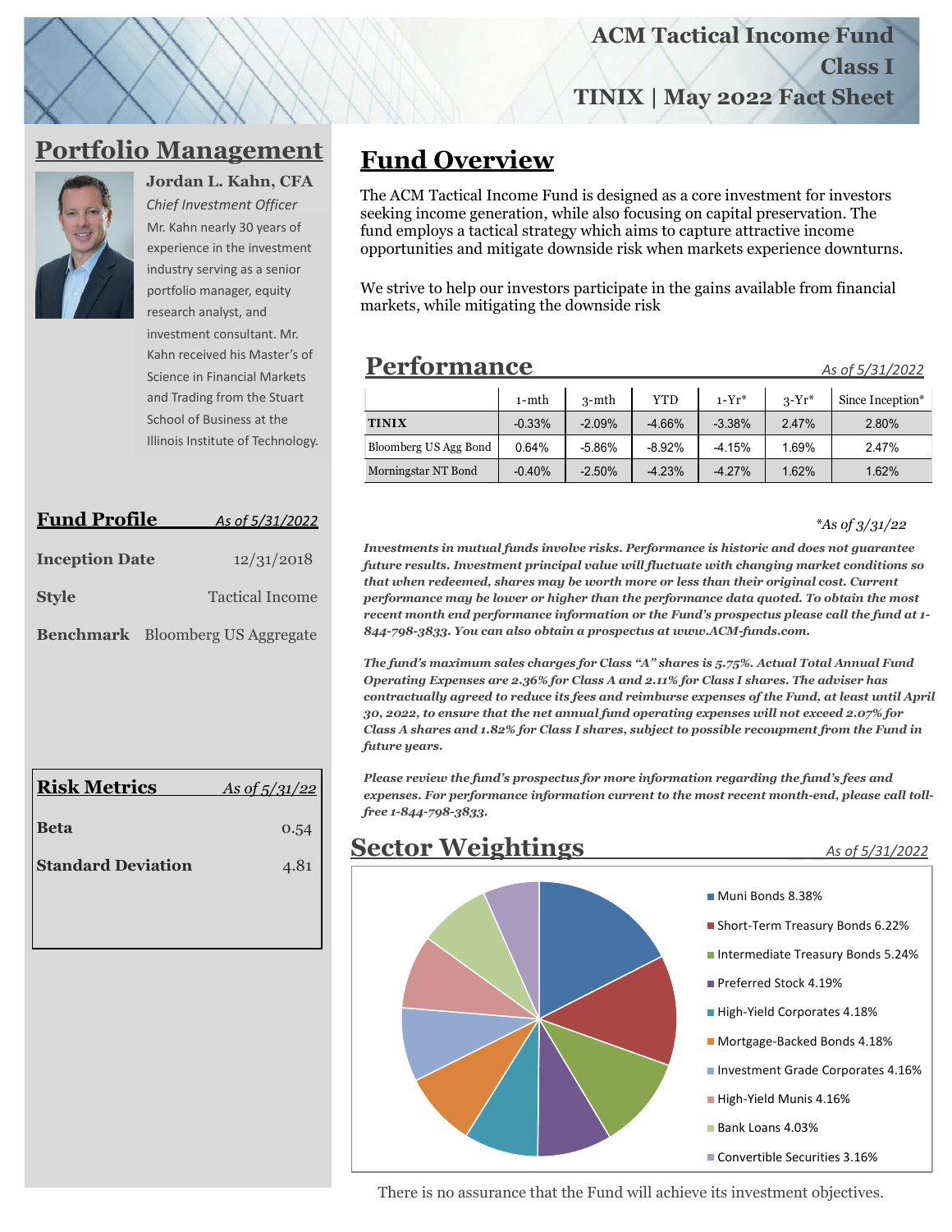# ACM Tactical Income Fund
# Class I
# TINIX | May 2022 Fact Sheet

## Portfolio Management

**Jordan L. Kahn, CFA**
*Chief Investment Officer*
Mr. Kahn nearly 30 years of experience in the investment industry serving as a senior portfolio manager, equity research analyst, and investment consultant. Mr. Kahn received his Master's of Science in Financial Markets and Trading from the Stuart School of Business at the Illinois Institute of Technology.

## Fund Profile *As of 5/31/2022*

| | |
|---|---|
| **Inception Date** | 12/31/2018 |
| **Style** | Tactical Income |
| **Benchmark** | Bloomberg US Aggregate |

## Risk Metrics *As of 5/31/22*

| | |
|---|---|
| **Beta** | 0.54 |
| **Standard Deviation** | 4.81 |

## Fund Overview

The ACM Tactical Income Fund is designed as a core investment for investors seeking income generation, while also focusing on capital preservation. The fund employs a tactical strategy which aims to capture attractive income opportunities and mitigate downside risk when markets experience downturns.

We strive to help our investors participate in the gains available from financial markets, while mitigating the downside risk

## Performance *As of 5/31/2022*

| | 1-mth | 3-mth | YTD | 1-Yr* | 3-Yr* | Since Inception* |
|---|---|---|---|---|---|---|
| **TINIX** | -0.33% | -2.09% | -4.66% | -3.38% | 2.47% | 2.80% |
| Bloomberg US Agg Bond | 0.64% | -5.86% | -8.92% | -4.15% | 1.69% | 2.47% |
| Morningstar NT Bond | -0.40% | -2.50% | -4.23% | -4.27% | 1.62% | 1.62% |

**As of 3/31/22*

***Investments in mutual funds involve risks. Performance is historic and does not guarantee future results. Investment principal value will fluctuate with changing market conditions so that when redeemed, shares may be worth more or less than their original cost. Current performance may be lower or higher than the performance data quoted. To obtain the most recent month end performance information or the Fund's prospectus please call the fund at 1-844-798-3833. You can also obtain a prospectus at www.ACM-funds.com.***

***The fund's maximum sales charges for Class "A" shares is 5.75%. Actual Total Annual Fund Operating Expenses are 2.36% for Class A and 2.11% for Class I shares. The adviser has contractually agreed to reduce its fees and reimburse expenses of the Fund, at least until April 30, 2022, to ensure that the net annual fund operating expenses will not exceed 2.07% for Class A shares and 1.82% for Class I shares, subject to possible recoupment from the Fund in future years.***

***Please review the fund's prospectus for more information regarding the fund's fees and expenses. For performance information current to the most recent month-end, please call toll-free 1-844-798-3833.***

## Sector Weightings *As of 5/31/2022*

Muni Bonds 8.38%
Short-Term Treasury Bonds 6.22%
Intermediate Treasury Bonds 5.24%
Preferred Stock 4.19%
High-Yield Corporates 4.18%
Mortgage-Backed Bonds 4.18%
Investment Grade Corporates 4.16%
High-Yield Munis 4.16%
Bank Loans 4.03%
Convertible Securities 3.16%

There is no assurance that the Fund will achieve its investment objectives.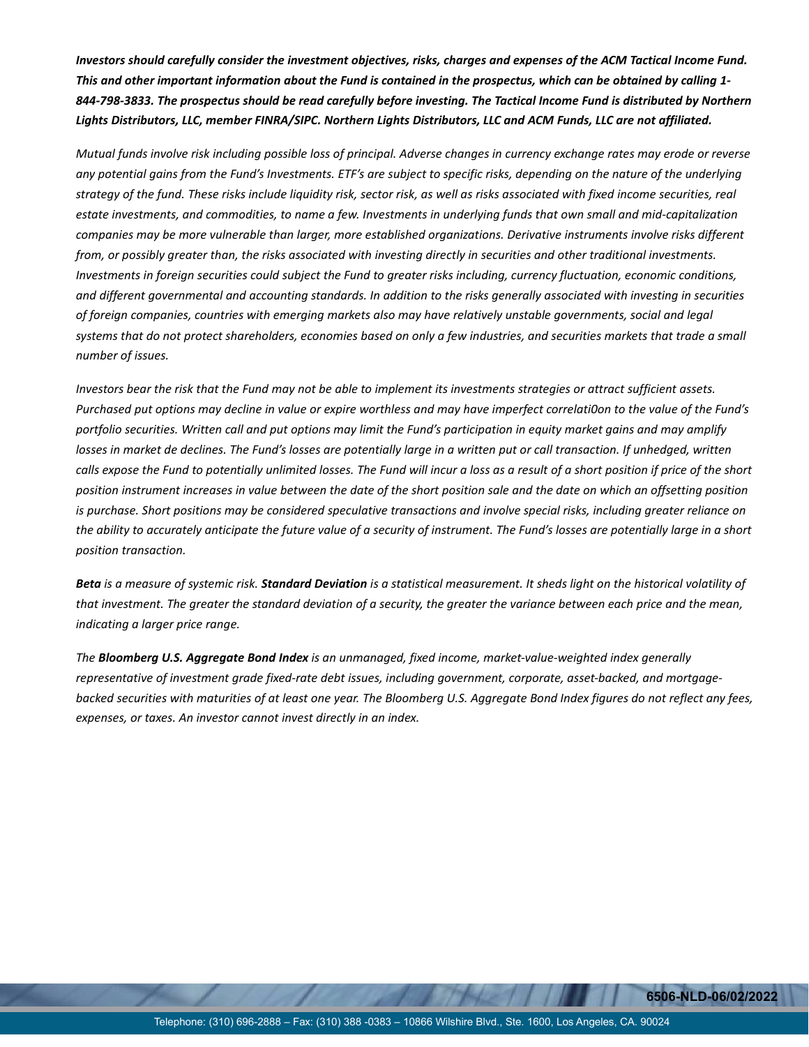***Investors should carefully consider the investment objectives, risks, charges and expenses of the ACM Tactical Income Fund. This and other important information about the Fund is contained in the prospectus, which can be obtained by calling 1-844-798-3833. The prospectus should be read carefully before investing. The Tactical Income Fund is distributed by Northern Lights Distributors, LLC, member FINRA/SIPC. Northern Lights Distributors, LLC and ACM Funds, LLC are not affiliated.***

*Mutual funds involve risk including possible loss of principal. Adverse changes in currency exchange rates may erode or reverse any potential gains from the Fund's Investments. ETF's are subject to specific risks, depending on the nature of the underlying strategy of the fund. These risks include liquidity risk, sector risk, as well as risks associated with fixed income securities, real estate investments, and commodities, to name a few. Investments in underlying funds that own small and mid-capitalization companies may be more vulnerable than larger, more established organizations. Derivative instruments involve risks different from, or possibly greater than, the risks associated with investing directly in securities and other traditional investments. Investments in foreign securities could subject the Fund to greater risks including, currency fluctuation, economic conditions, and different governmental and accounting standards. In addition to the risks generally associated with investing in securities of foreign companies, countries with emerging markets also may have relatively unstable governments, social and legal systems that do not protect shareholders, economies based on only a few industries, and securities markets that trade a small number of issues.*

*Investors bear the risk that the Fund may not be able to implement its investments strategies or attract sufficient assets. Purchased put options may decline in value or expire worthless and may have imperfect correlati0on to the value of the Fund's portfolio securities. Written call and put options may limit the Fund's participation in equity market gains and may amplify losses in market de declines. The Fund's losses are potentially large in a written put or call transaction. If unhedged, written calls expose the Fund to potentially unlimited losses. The Fund will incur a loss as a result of a short position if price of the short position instrument increases in value between the date of the short position sale and the date on which an offsetting position is purchase. Short positions may be considered speculative transactions and involve special risks, including greater reliance on the ability to accurately anticipate the future value of a security of instrument. The Fund's losses are potentially large in a short position transaction.*

***Beta*** *is a measure of systemic risk.* ***Standard Deviation*** *is a statistical measurement. It sheds light on the historical volatility of that investment. The greater the standard deviation of a security, the greater the variance between each price and the mean, indicating a larger price range.*

*The* ***Bloomberg U.S. Aggregate Bond Index*** *is an unmanaged, fixed income, market-value-weighted index generally representative of investment grade fixed-rate debt issues, including government, corporate, asset-backed, and mortgage-backed securities with maturities of at least one year. The Bloomberg U.S. Aggregate Bond Index figures do not reflect any fees, expenses, or taxes. An investor cannot invest directly in an index.*

6506-NLD-06/02/2022

Telephone: (310) 696-2888 – Fax: (310) 388 -0383 – 10866 Wilshire Blvd., Ste. 1600, Los Angeles, CA. 90024